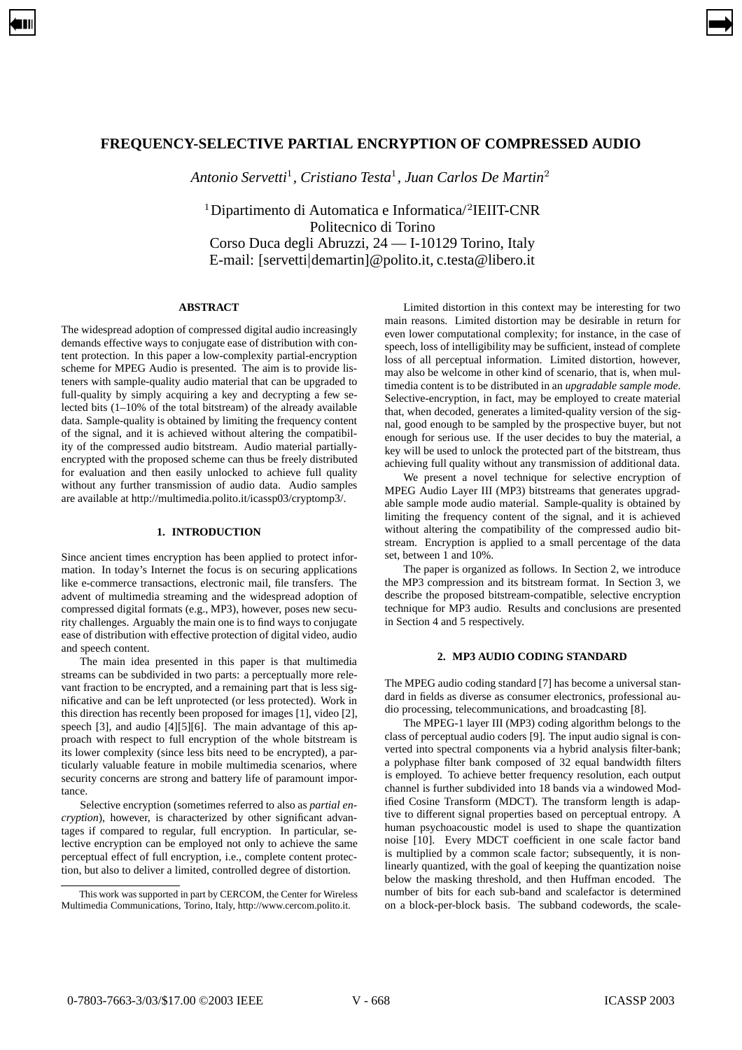# FREQUENCY-SELECTIVE PARTIAL ENCRYPTION OF COMPRESSED AUDIO

*Antonio Servetti*[1], *Cristiano Testa*[1], *Juan Carlos De Martin*[2]

[1]Dipartimento di Automatica e Informatica/[2]IEIIT-CNR
Politecnico di Torino
Corso Duca degli Abruzzi, 24 — I-10129 Torino, Italy
E-mail: [servetti|demartin]@polito.it, c.testa@libero.it

## ABSTRACT

The widespread adoption of compressed digital audio increasingly demands effective ways to conjugate ease of distribution with content protection. In this paper a low-complexity partial-encryption scheme for MPEG Audio is presented. The aim is to provide listeners with sample-quality audio material that can be upgraded to full-quality by simply acquiring a key and decrypting a few selected bits (1–10% of the total bitstream) of the already available data. Sample-quality is obtained by limiting the frequency content of the signal, and it is achieved without altering the compatibility of the compressed audio bitstream. Audio material partially-encrypted with the proposed scheme can thus be freely distributed for evaluation and then easily unlocked to achieve full quality without any further transmission of audio data. Audio samples are available at http://multimedia.polito.it/icassp03/cryptomp3/.

## 1. INTRODUCTION

Since ancient times encryption has been applied to protect information. In today's Internet the focus is on securing applications like e-commerce transactions, electronic mail, file transfers. The advent of multimedia streaming and the widespread adoption of compressed digital formats (e.g., MP3), however, poses new security challenges. Arguably the main one is to find ways to conjugate ease of distribution with effective protection of digital video, audio and speech content.

The main idea presented in this paper is that multimedia streams can be subdivided in two parts: a perceptually more relevant fraction to be encrypted, and a remaining part that is less significative and can be left unprotected (or less protected). Work in this direction has recently been proposed for images [1], video [2], speech [3], and audio [4][5][6]. The main advantage of this approach with respect to full encryption of the whole bitstream is its lower complexity (since less bits need to be encrypted), a particularly valuable feature in mobile multimedia scenarios, where security concerns are strong and battery life of paramount importance.

Selective encryption (sometimes referred to also as *partial encryption*), however, is characterized by other significant advantages if compared to regular, full encryption. In particular, selective encryption can be employed not only to achieve the same perceptual effect of full encryption, i.e., complete content protection, but also to deliver a limited, controlled degree of distortion.

This work was supported in part by CERCOM, the Center for Wireless Multimedia Communications, Torino, Italy, http://www.cercom.polito.it.

Limited distortion in this context may be interesting for two main reasons. Limited distortion may be desirable in return for even lower computational complexity; for instance, in the case of speech, loss of intelligibility may be sufficient, instead of complete loss of all perceptual information. Limited distortion, however, may also be welcome in other kind of scenario, that is, when multimedia content is to be distributed in an *upgradable sample mode*. Selective-encryption, in fact, may be employed to create material that, when decoded, generates a limited-quality version of the signal, good enough to be sampled by the prospective buyer, but not enough for serious use. If the user decides to buy the material, a key will be used to unlock the protected part of the bitstream, thus achieving full quality without any transmission of additional data.

We present a novel technique for selective encryption of MPEG Audio Layer III (MP3) bitstreams that generates upgradable sample mode audio material. Sample-quality is obtained by limiting the frequency content of the signal, and it is achieved without altering the compatibility of the compressed audio bitstream. Encryption is applied to a small percentage of the data set, between 1 and 10%.

The paper is organized as follows. In Section 2, we introduce the MP3 compression and its bitstream format. In Section 3, we describe the proposed bitstream-compatible, selective encryption technique for MP3 audio. Results and conclusions are presented in Section 4 and 5 respectively.

## 2. MP3 AUDIO CODING STANDARD

The MPEG audio coding standard [7] has become a universal standard in fields as diverse as consumer electronics, professional audio processing, telecommunications, and broadcasting [8].

The MPEG-1 layer III (MP3) coding algorithm belongs to the class of perceptual audio coders [9]. The input audio signal is converted into spectral components via a hybrid analysis filter-bank; a polyphase filter bank composed of 32 equal bandwidth filters is employed. To achieve better frequency resolution, each output channel is further subdivided into 18 bands via a windowed Modified Cosine Transform (MDCT). The transform length is adaptive to different signal properties based on perceptual entropy. A human psychoacoustic model is used to shape the quantization noise [10]. Every MDCT coefficient in one scale factor band is multiplied by a common scale factor; subsequently, it is nonlinearly quantized, with the goal of keeping the quantization noise below the masking threshold, and then Huffman encoded. The number of bits for each sub-band and scalefactor is determined on a block-per-block basis. The subband codewords, the scale-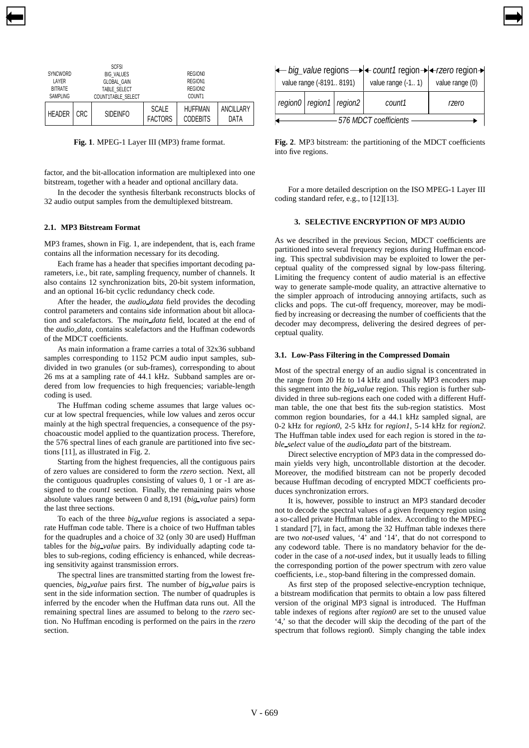| SYNCWORD LAYER BITRATE SAMPLING | | SCFSI BIG_VALUES GLOBAL_GAIN TABLE_SELECT COUNT1TABLE_SELECT | | REGION0 REGION1 REGION2 COUNT1 | |
|---|---|---|---|---|---|
| HEADER | CRC | SIDEINFO | SCALE FACTORS | HUFFMAN CODEBITS | ANCILLARY DATA |

**Fig. 1**. MPEG-1 Layer III (MP3) frame format.

factor, and the bit-allocation information are multiplexed into one bitstream, together with a header and optional ancillary data.

In the decoder the synthesis filterbank reconstructs blocks of 32 audio output samples from the demultiplexed bitstream.

### 2.1. MP3 Bitstream Format

MP3 frames, shown in Fig. 1, are independent, that is, each frame contains all the information necessary for its decoding.

Each frame has a header that specifies important decoding parameters, i.e., bit rate, sampling frequency, number of channels. It also contains 12 synchronization bits, 20-bit system information, and an optional 16-bit cyclic redundancy check code.

After the header, the *audio_data* field provides the decoding control parameters and contains side information about bit allocation and scalefactors. The *main_data* field, located at the end of the *audio_data*, contains scalefactors and the Huffman codewords of the MDCT coefficients.

As main information a frame carries a total of 32x36 subband samples corresponding to 1152 PCM audio input samples, subdivided in two granules (or sub-frames), corresponding to about 26 ms at a sampling rate of 44.1 kHz. Subband samples are ordered from low frequencies to high frequencies; variable-length coding is used.

The Huffman coding scheme assumes that large values occur at low spectral frequencies, while low values and zeros occur mainly at the high spectral frequencies, a consequence of the psychoacoustic model applied to the quantization process. Therefore, the 576 spectral lines of each granule are partitioned into five sections [11], as illustrated in Fig. 2.

Starting from the highest frequencies, all the contiguous pairs of zero values are considered to form the *rzero* section. Next, all the contiguous quadruples consisting of values 0, 1 or -1 are assigned to the *count1* section. Finally, the remaining pairs whose absolute values range between 0 and 8,191 (*big_value* pairs) form the last three sections.

To each of the three *big_value* regions is associated a separate Huffman code table. There is a choice of two Huffman tables for the quadruples and a choice of 32 (only 30 are used) Huffman tables for the *big_value* pairs. By individually adapting code tables to sub-regions, coding efficiency is enhanced, while decreasing sensitivity against transmission errors.

The spectral lines are transmitted starting from the lowest frequencies, *big_value* pairs first. The number of *big_value* pairs is sent in the side information section. The number of quadruples is inferred by the encoder when the Huffman data runs out. All the remaining spectral lines are assumed to belong to the *rzero* section. No Huffman encoding is performed on the pairs in the *rzero* section.

| *big_value* regions | | | *count1* region | *rzero* region |
|---|---|---|---|---|
| value range (-8191.. 8191) | | | value range (-1.. 1) | value range (0) |
| *region0* | *region1* | *region2* | *count1* | *rzero* |
| *576 MDCT coefficients* | | | | |

**Fig. 2**. MP3 bitstream: the partitioning of the MDCT coefficients into five regions.

For a more detailed description on the ISO MPEG-1 Layer III coding standard refer, e.g., to [12][13].

## 3. SELECTIVE ENCRYPTION OF MP3 AUDIO

As we described in the previous Secion, MDCT coefficients are partitioned into several frequency regions during Huffman encoding. This spectral subdivision may be exploited to lower the perceptual quality of the compressed signal by low-pass filtering. Limiting the frequency content of audio material is an effective way to generate sample-mode quality, an attractive alternative to the simpler approach of introducing annoying artifacts, such as clicks and pops. The cut-off frequency, moreover, may be modified by increasing or decreasing the number of coefficients that the decoder may decompress, delivering the desired degrees of perceptual quality.

### 3.1. Low-Pass Filtering in the Compressed Domain

Most of the spectral energy of an audio signal is concentrated in the range from 20 Hz to 14 kHz and usually MP3 encoders map this segment into the *big_value* region. This region is further subdivided in three sub-regions each one coded with a different Huffman table, the one that best fits the sub-region statistics. Most common region boundaries, for a 44.1 kHz sampled signal, are 0-2 kHz for *region0*, 2-5 kHz for *region1*, 5-14 kHz for *region2*. The Huffman table index used for each region is stored in the *table_select* value of the *audio_data* part of the bitstream.

Direct selective encryption of MP3 data in the compressed domain yields very high, uncontrollable distortion at the decoder. Moreover, the modified bitstream can not be properly decoded because Huffman decoding of encrypted MDCT coefficients produces synchronization errors.

It is, however, possible to instruct an MP3 standard decoder not to decode the spectral values of a given frequency region using a so-called private Huffman table index. According to the MPEG-1 standard [7], in fact, among the 32 Huffman table indexes there are two *not-used* values, '4' and '14', that do not correspond to any codeword table. There is no mandatory behavior for the decoder in the case of a *not-used* index, but it usually leads to filling the corresponding portion of the power spectrum with zero value coefficients, i.e., stop-band filtering in the compressed domain.

As first step of the proposed selective-encryption technique, a bitstream modification that permits to obtain a low pass filtered version of the original MP3 signal is introduced. The Huffman table indexes of regions after *region0* are set to the unused value '4,' so that the decoder will skip the decoding of the part of the spectrum that follows region0. Simply changing the table index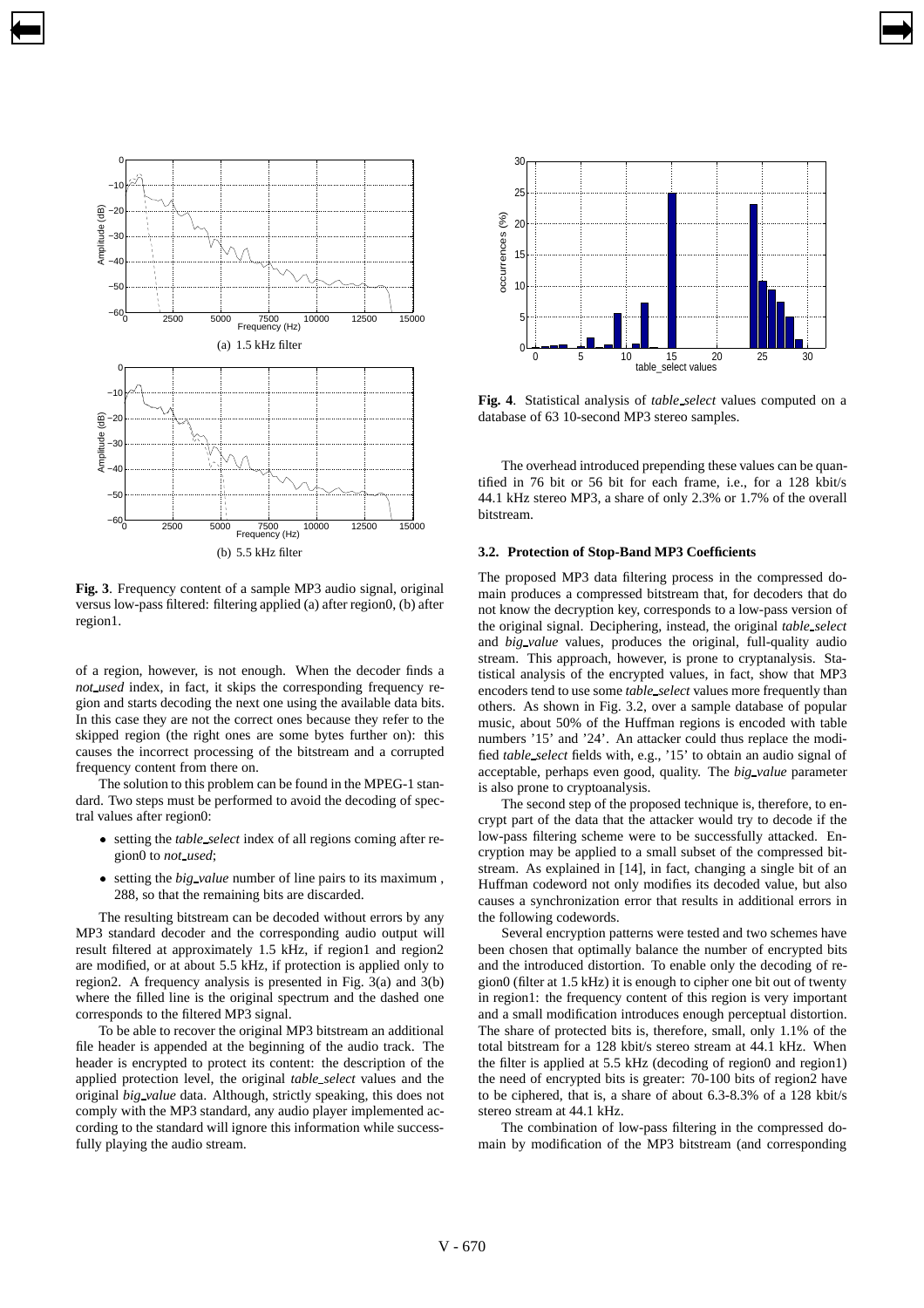(a) 1.5 kHz filter

(b) 5.5 kHz filter

**Fig. 3**. Frequency content of a sample MP3 audio signal, original versus low-pass filtered: filtering applied (a) after region0, (b) after region1.

of a region, however, is not enough. When the decoder finds a *not_used* index, in fact, it skips the corresponding frequency region and starts decoding the next one using the available data bits. In this case they are not the correct ones because they refer to the skipped region (the right ones are some bytes further on): this causes the incorrect processing of the bitstream and a corrupted frequency content from there on.

The solution to this problem can be found in the MPEG-1 standard. Two steps must be performed to avoid the decoding of spectral values after region0:

- setting the *table_select* index of all regions coming after region0 to *not_used*;
- setting the *big_value* number of line pairs to its maximum , 288, so that the remaining bits are discarded.

The resulting bitstream can be decoded without errors by any MP3 standard decoder and the corresponding audio output will result filtered at approximately 1.5 kHz, if region1 and region2 are modified, or at about 5.5 kHz, if protection is applied only to region2. A frequency analysis is presented in Fig. 3(a) and 3(b) where the filled line is the original spectrum and the dashed one corresponds to the filtered MP3 signal.

To be able to recover the original MP3 bitstream an additional file header is appended at the beginning of the audio track. The header is encrypted to protect its content: the description of the applied protection level, the original *table_select* values and the original *big_value* data. Although, strictly speaking, this does not comply with the MP3 standard, any audio player implemented according to the standard will ignore this information while successfully playing the audio stream.

**Fig. 4**. Statistical analysis of *table_select* values computed on a database of 63 10-second MP3 stereo samples.

The overhead introduced prepending these values can be quantified in 76 bit or 56 bit for each frame, i.e., for a 128 kbit/s 44.1 kHz stereo MP3, a share of only 2.3% or 1.7% of the overall bitstream.

### 3.2. Protection of Stop-Band MP3 Coefficients

The proposed MP3 data filtering process in the compressed domain produces a compressed bitstream that, for decoders that do not know the decryption key, corresponds to a low-pass version of the original signal. Deciphering, instead, the original *table_select* and *big_value* values, produces the original, full-quality audio stream. This approach, however, is prone to cryptanalysis. Statistical analysis of the encrypted values, in fact, show that MP3 encoders tend to use some *table_select* values more frequently than others. As shown in Fig. 3.2, over a sample database of popular music, about 50% of the Huffman regions is encoded with table numbers '15' and '24'. An attacker could thus replace the modified *table_select* fields with, e.g., '15' to obtain an audio signal of acceptable, perhaps even good, quality. The *big_value* parameter is also prone to cryptoanalysis.

The second step of the proposed technique is, therefore, to encrypt part of the data that the attacker would try to decode if the low-pass filtering scheme were to be successfully attacked. Encryption may be applied to a small subset of the compressed bitstream. As explained in [14], in fact, changing a single bit of an Huffman codeword not only modifies its decoded value, but also causes a synchronization error that results in additional errors in the following codewords.

Several encryption patterns were tested and two schemes have been chosen that optimally balance the number of encrypted bits and the introduced distortion. To enable only the decoding of region0 (filter at 1.5 kHz) it is enough to cipher one bit out of twenty in region1: the frequency content of this region is very important and a small modification introduces enough perceptual distortion. The share of protected bits is, therefore, small, only 1.1% of the total bitstream for a 128 kbit/s stereo stream at 44.1 kHz. When the filter is applied at 5.5 kHz (decoding of region0 and region1) the need of encrypted bits is greater: 70-100 bits of region2 have to be ciphered, that is, a share of about 6.3-8.3% of a 128 kbit/s stereo stream at 44.1 kHz.

The combination of low-pass filtering in the compressed domain by modification of the MP3 bitstream (and corresponding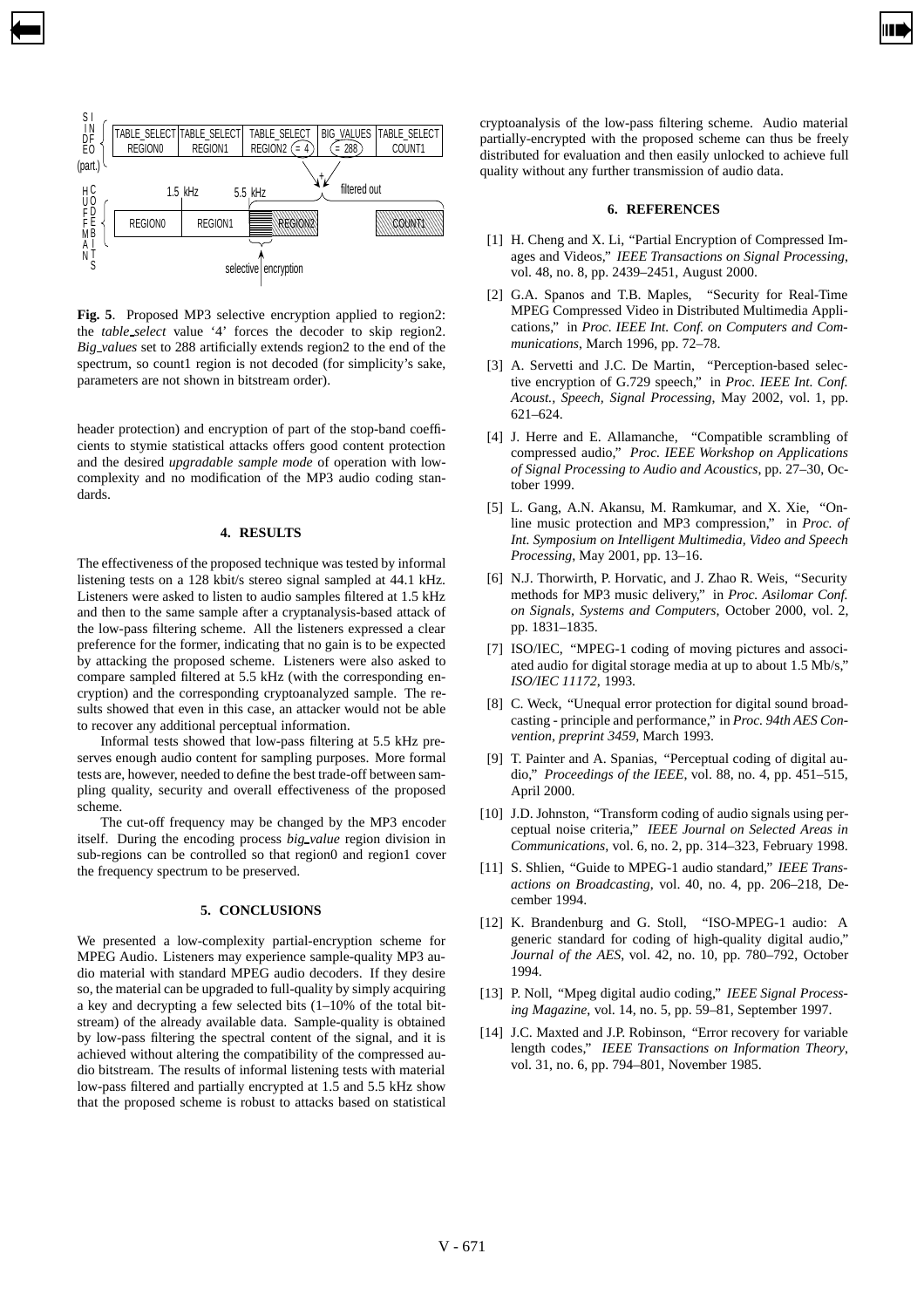SIDE INFO (part.)

| TABLE_SELECT REGION0 | TABLE_SELECT REGION1 | TABLE_SELECT REGION2 (= 4) | BIG_VALUES (= 288) | TABLE_SELECT COUNT1 |
|---|---|---|---|---|

1.5 kHz

5.5 kHz

filtered out

HUFFMAN CODES

REGION0

REGION1

REGION2

COUNT1

selective encryption

**Fig. 5**. Proposed MP3 selective encryption applied to region2: the *table_select* value '4' forces the decoder to skip region2. *Big_values* set to 288 artificially extends region2 to the end of the spectrum, so count1 region is not decoded (for simplicity's sake, parameters are not shown in bitstream order).

header protection) and encryption of part of the stop-band coefficients to stymie statistical attacks offers good content protection and the desired *upgradable sample mode* of operation with low-complexity and no modification of the MP3 audio coding standards.

## 4. RESULTS

The effectiveness of the proposed technique was tested by informal listening tests on a 128 kbit/s stereo signal sampled at 44.1 kHz. Listeners were asked to listen to audio samples filtered at 1.5 kHz and then to the same sample after a cryptanalysis-based attack of the low-pass filtering scheme. All the listeners expressed a clear preference for the former, indicating that no gain is to be expected by attacking the proposed scheme. Listeners were also asked to compare sampled filtered at 5.5 kHz (with the corresponding encryption) and the corresponding cryptoanalyzed sample. The results showed that even in this case, an attacker would not be able to recover any additional perceptual information.

Informal tests showed that low-pass filtering at 5.5 kHz preserves enough audio content for sampling purposes. More formal tests are, however, needed to define the best trade-off between sampling quality, security and overall effectiveness of the proposed scheme.

The cut-off frequency may be changed by the MP3 encoder itself. During the encoding process *big_value* region division in sub-regions can be controlled so that region0 and region1 cover the frequency spectrum to be preserved.

## 5. CONCLUSIONS

We presented a low-complexity partial-encryption scheme for MPEG Audio. Listeners may experience sample-quality MP3 audio material with standard MPEG audio decoders. If they desire so, the material can be upgraded to full-quality by simply acquiring a key and decrypting a few selected bits (1–10% of the total bitstream) of the already available data. Sample-quality is obtained by low-pass filtering the spectral content of the signal, and it is achieved without altering the compatibility of the compressed audio bitstream. The results of informal listening tests with material low-pass filtered and partially encrypted at 1.5 and 5.5 kHz show that the proposed scheme is robust to attacks based on statistical cryptoanalysis of the low-pass filtering scheme. Audio material partially-encrypted with the proposed scheme can thus be freely distributed for evaluation and then easily unlocked to achieve full quality without any further transmission of audio data.

## 6. REFERENCES

[1] H. Cheng and X. Li, "Partial Encryption of Compressed Images and Videos," *IEEE Transactions on Signal Processing*, vol. 48, no. 8, pp. 2439–2451, August 2000.

[2] G.A. Spanos and T.B. Maples, "Security for Real-Time MPEG Compressed Video in Distributed Multimedia Applications," in *Proc. IEEE Int. Conf. on Computers and Communications*, March 1996, pp. 72–78.

[3] A. Servetti and J.C. De Martin, "Perception-based selective encryption of G.729 speech," in *Proc. IEEE Int. Conf. Acoust., Speech, Signal Processing*, May 2002, vol. 1, pp. 621–624.

[4] J. Herre and E. Allamanche, "Compatible scrambling of compressed audio," *Proc. IEEE Workshop on Applications of Signal Processing to Audio and Acoustics*, pp. 27–30, October 1999.

[5] L. Gang, A.N. Akansu, M. Ramkumar, and X. Xie, "Online music protection and MP3 compression," in *Proc. of Int. Symposium on Intelligent Multimedia, Video and Speech Processing*, May 2001, pp. 13–16.

[6] N.J. Thorwirth, P. Horvatic, and J. Zhao R. Weis, "Security methods for MP3 music delivery," in *Proc. Asilomar Conf. on Signals, Systems and Computers*, October 2000, vol. 2, pp. 1831–1835.

[7] ISO/IEC, "MPEG-1 coding of moving pictures and associated audio for digital storage media at up to about 1.5 Mb/s," *ISO/IEC 11172*, 1993.

[8] C. Weck, "Unequal error protection for digital sound broadcasting - principle and performance," in *Proc. 94th AES Convention, preprint 3459*, March 1993.

[9] T. Painter and A. Spanias, "Perceptual coding of digital audio," *Proceedings of the IEEE*, vol. 88, no. 4, pp. 451–515, April 2000.

[10] J.D. Johnston, "Transform coding of audio signals using perceptual noise criteria," *IEEE Journal on Selected Areas in Communications*, vol. 6, no. 2, pp. 314–323, February 1998.

[11] S. Shlien, "Guide to MPEG-1 audio standard," *IEEE Transactions on Broadcasting*, vol. 40, no. 4, pp. 206–218, December 1994.

[12] K. Brandenburg and G. Stoll, "ISO-MPEG-1 audio: A generic standard for coding of high-quality digital audio," *Journal of the AES*, vol. 42, no. 10, pp. 780–792, October 1994.

[13] P. Noll, "Mpeg digital audio coding," *IEEE Signal Processing Magazine*, vol. 14, no. 5, pp. 59–81, September 1997.

[14] J.C. Maxted and J.P. Robinson, "Error recovery for variable length codes," *IEEE Transactions on Information Theory*, vol. 31, no. 6, pp. 794–801, November 1985.